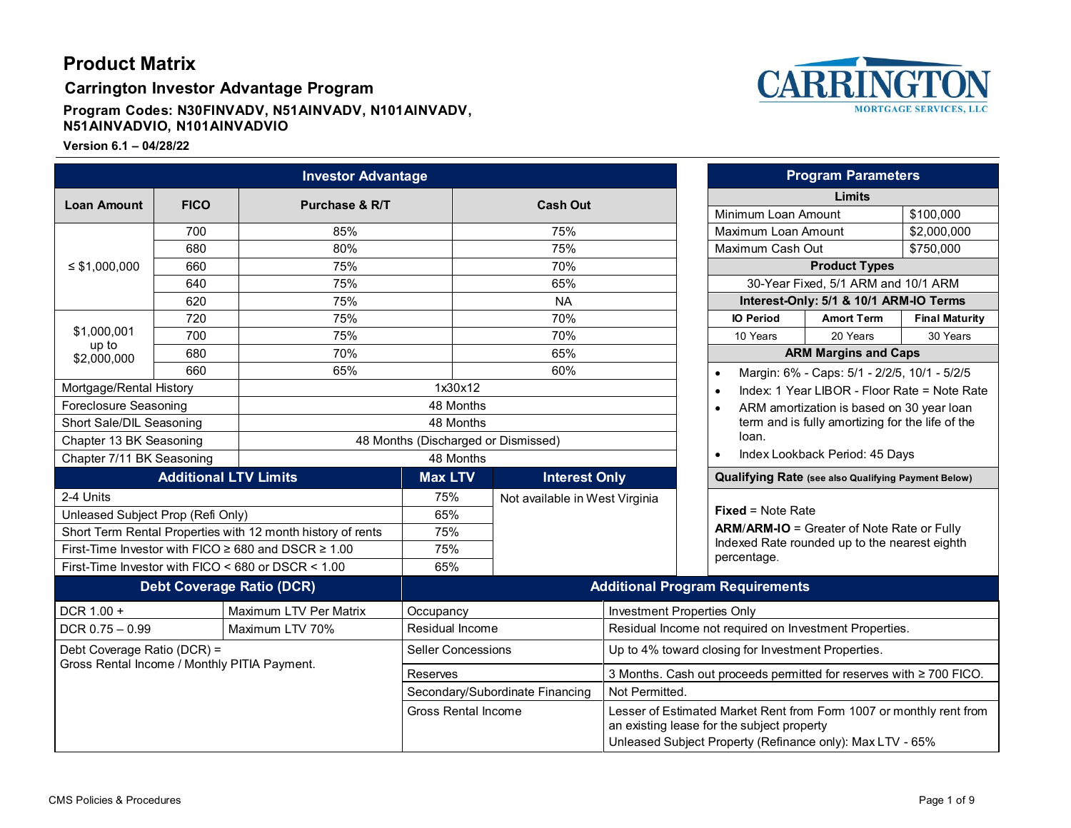# Product Matrix

## Carrington Investor Advantage Program

**Program Codes: N30FINVADV, N51AINVADV, N101AINVADV, N51AINVADVIO, N101AINVADVIO**

**Version 6.1 – 04/28/22**

### Investor Advantage

| Loan Amount | FICO | Purchase & R/T | Cash Out |
|---|---|---|---|
| ≤ $1,000,000 | 700 | 85% | 75% |
| | 680 | 80% | 75% |
| | 660 | 75% | 70% |
| | 640 | 75% | 65% |
| | 620 | 75% | NA |
| $1,000,001 up to $2,000,000 | 720 | 75% | 70% |
| | 700 | 75% | 70% |
| | 680 | 70% | 65% |
| | 660 | 65% | 60% |
| Mortgage/Rental History | | 1x30x12 | |
| Foreclosure Seasoning | | 48 Months | |
| Short Sale/DIL Seasoning | | 48 Months | |
| Chapter 13 BK Seasoning | | 48 Months (Discharged or Dismissed) | |
| Chapter 7/11 BK Seasoning | | 48 Months | |

| Additional LTV Limits | Max LTV |
|---|---|
| 2-4 Units | 75% |
| Unleased Subject Prop (Refi Only) | 65% |
| Short Term Rental Properties with 12 month history of rents | 75% |
| First-Time Investor with FICO ≥ 680 and DSCR ≥ 1.00 | 75% |
| First-Time Investor with FICO < 680 or DSCR < 1.00 | 65% |

### Interest Only

Not available in West Virginia

### Debt Coverage Ratio (DCR)

| DCR | LTV |
|---|---|
| DCR 1.00 + | Maximum LTV Per Matrix |
| DCR 0.75 – 0.99 | Maximum LTV 70% |

Debt Coverage Ratio (DCR) = Gross Rental Income / Monthly PITIA Payment.

### Program Parameters

| Limits | |
|---|---|
| Minimum Loan Amount | $100,000 |
| Maximum Loan Amount | $2,000,000 |
| Maximum Cash Out | $750,000 |

**Product Types**

30-Year Fixed, 5/1 ARM and 10/1 ARM

**Interest-Only: 5/1 & 10/1 ARM-IO Terms**

| IO Period | Amort Term | Final Maturity |
|---|---|---|
| 10 Years | 20 Years | 30 Years |

**ARM Margins and Caps**

- Margin: 6% - Caps: 5/1 - 2/2/5, 10/1 - 5/2/5
- Index: 1 Year LIBOR - Floor Rate = Note Rate
- ARM amortization is based on 30 year loan term and is fully amortizing for the life of the loan.
- Index Lookback Period: 45 Days

**Qualifying Rate** (see also Qualifying Payment Below)

**Fixed** = Note Rate

**ARM/ARM-IO** = Greater of Note Rate or Fully Indexed Rate rounded up to the nearest eighth percentage.

### Additional Program Requirements

| Requirement | Detail |
|---|---|
| Occupancy | Investment Properties Only |
| Residual Income | Residual Income not required on Investment Properties. |
| Seller Concessions | Up to 4% toward closing for Investment Properties. |
| Reserves | 3 Months. Cash out proceeds permitted for reserves with ≥ 700 FICO. |
| Secondary/Subordinate Financing | Not Permitted. |
| Gross Rental Income | Lesser of Estimated Market Rent from Form 1007 or monthly rent from an existing lease for the subject property<br>Unleased Subject Property (Refinance only): Max LTV - 65% |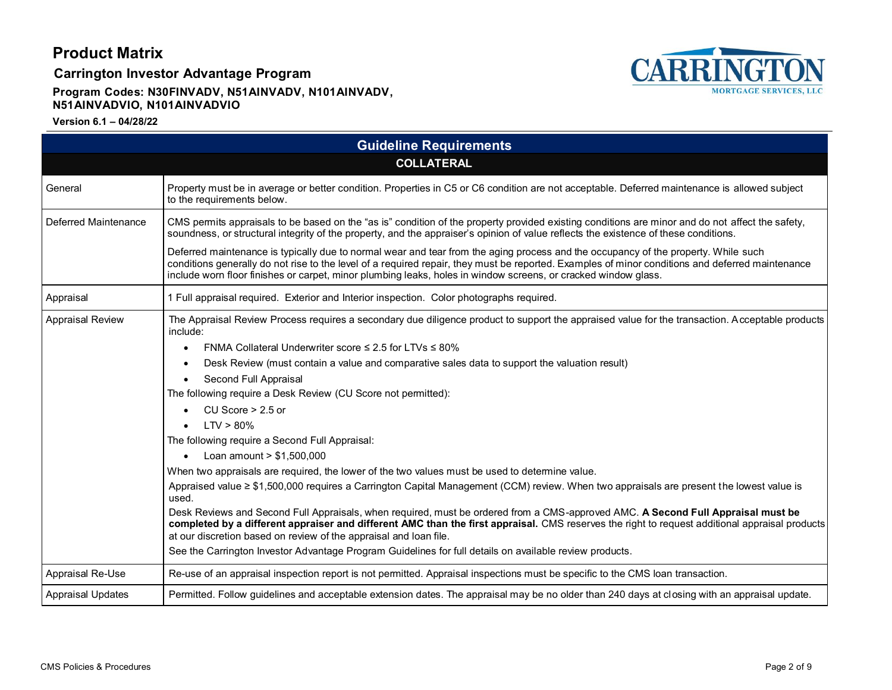# Product Matrix

## Carrington Investor Advantage Program

**Program Codes: N30FINVADV, N51AINVADV, N101AINVADV, N51AINVADVIO, N101AINVADVIO**

**Version 6.1 – 04/28/22**

| Guideline Requirements | |
|---|---|
| **COLLATERAL** | |
| General | Property must be in average or better condition. Properties in C5 or C6 condition are not acceptable. Deferred maintenance is allowed subject to the requirements below. |
| Deferred Maintenance | CMS permits appraisals to be based on the "as is" condition of the property provided existing conditions are minor and do not affect the safety, soundness, or structural integrity of the property, and the appraiser's opinion of value reflects the existence of these conditions.<br><br>Deferred maintenance is typically due to normal wear and tear from the aging process and the occupancy of the property. While such conditions generally do not rise to the level of a required repair, they must be reported. Examples of minor conditions and deferred maintenance include worn floor finishes or carpet, minor plumbing leaks, holes in window screens, or cracked window glass. |
| Appraisal | 1 Full appraisal required. Exterior and Interior inspection. Color photographs required. |
| Appraisal Review | The Appraisal Review Process requires a secondary due diligence product to support the appraised value for the transaction. Acceptable products include:<br>• FNMA Collateral Underwriter score ≤ 2.5 for LTVs ≤ 80%<br>• Desk Review (must contain a value and comparative sales data to support the valuation result)<br>• Second Full Appraisal<br>The following require a Desk Review (CU Score not permitted):<br>• CU Score > 2.5 or<br>• LTV > 80%<br>The following require a Second Full Appraisal:<br>• Loan amount > $1,500,000<br>When two appraisals are required, the lower of the two values must be used to determine value.<br>Appraised value ≥ $1,500,000 requires a Carrington Capital Management (CCM) review. When two appraisals are present the lowest value is used.<br>Desk Reviews and Second Full Appraisals, when required, must be ordered from a CMS-approved AMC. **A Second Full Appraisal must be completed by a different appraiser and different AMC than the first appraisal.** CMS reserves the right to request additional appraisal products at our discretion based on review of the appraisal and loan file.<br>See the Carrington Investor Advantage Program Guidelines for full details on available review products. |
| Appraisal Re-Use | Re-use of an appraisal inspection report is not permitted. Appraisal inspections must be specific to the CMS loan transaction. |
| Appraisal Updates | Permitted. Follow guidelines and acceptable extension dates. The appraisal may be no older than 240 days at closing with an appraisal update. |

CMS Policies & Procedures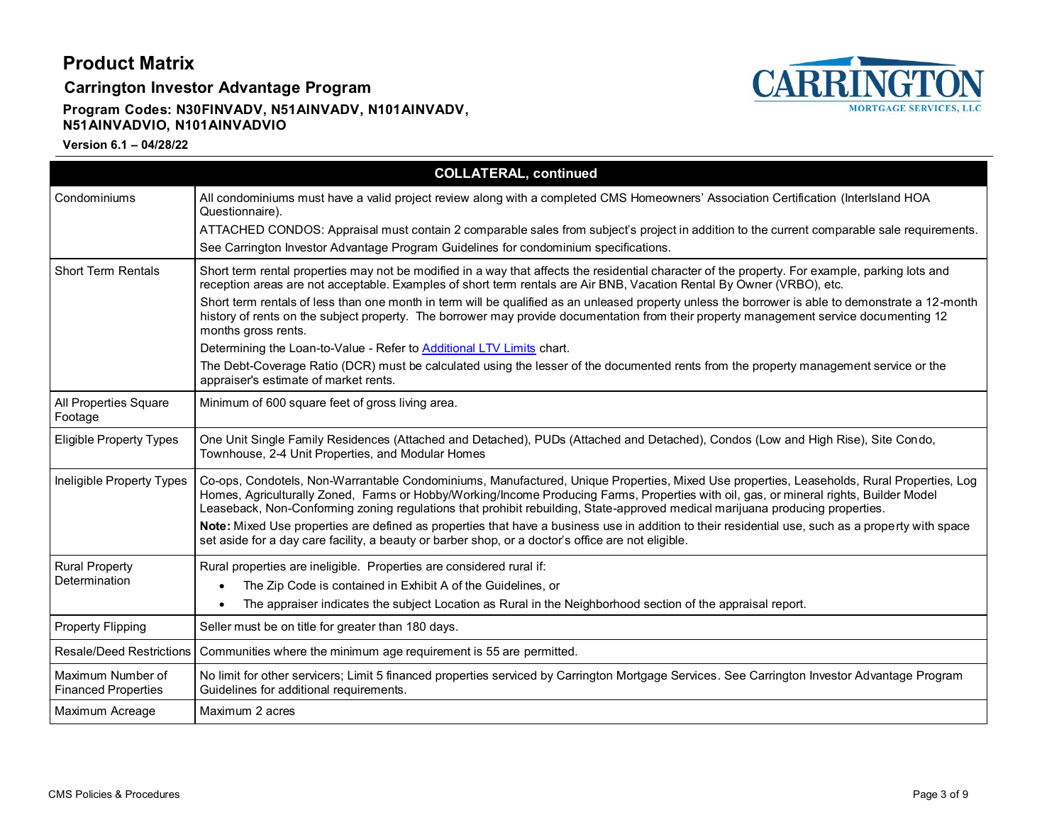# Product Matrix

## Carrington Investor Advantage Program

**Program Codes: N30FINVADV, N51AINVADV, N101AINVADV, N51AINVADVIO, N101AINVADVIO**

**Version 6.1 – 04/28/22**

| COLLATERAL, continued | |
|---|---|
| Condominiums | All condominiums must have a valid project review along with a completed CMS Homeowners' Association Certification (Interlsland HOA Questionnaire).<br>ATTACHED CONDOS: Appraisal must contain 2 comparable sales from subject's project in addition to the current comparable sale requirements.<br>See Carrington Investor Advantage Program Guidelines for condominium specifications. |
| Short Term Rentals | Short term rental properties may not be modified in a way that affects the residential character of the property. For example, parking lots and reception areas are not acceptable. Examples of short term rentals are Air BNB, Vacation Rental By Owner (VRBO), etc.<br>Short term rentals of less than one month in term will be qualified as an unleased property unless the borrower is able to demonstrate a 12-month history of rents on the subject property. The borrower may provide documentation from their property management service documenting 12 months gross rents.<br>Determining the Loan-to-Value - Refer to Additional LTV Limits chart.<br>The Debt-Coverage Ratio (DCR) must be calculated using the lesser of the documented rents from the property management service or the appraiser's estimate of market rents. |
| All Properties Square Footage | Minimum of 600 square feet of gross living area. |
| Eligible Property Types | One Unit Single Family Residences (Attached and Detached), PUDs (Attached and Detached), Condos (Low and High Rise), Site Condo, Townhouse, 2-4 Unit Properties, and Modular Homes |
| Ineligible Property Types | Co-ops, Condotels, Non-Warrantable Condominiums, Manufactured, Unique Properties, Mixed Use properties, Leaseholds, Rural Properties, Log Homes, Agriculturally Zoned, Farms or Hobby/Working/Income Producing Farms, Properties with oil, gas, or mineral rights, Builder Model Leaseback, Non-Conforming zoning regulations that prohibit rebuilding, State-approved medical marijuana producing properties.<br>**Note:** Mixed Use properties are defined as properties that have a business use in addition to their residential use, such as a property with space set aside for a day care facility, a beauty or barber shop, or a doctor's office are not eligible. |
| Rural Property Determination | Rural properties are ineligible. Properties are considered rural if:<br>• The Zip Code is contained in Exhibit A of the Guidelines, or<br>• The appraiser indicates the subject Location as Rural in the Neighborhood section of the appraisal report. |
| Property Flipping | Seller must be on title for greater than 180 days. |
| Resale/Deed Restrictions | Communities where the minimum age requirement is 55 are permitted. |
| Maximum Number of Financed Properties | No limit for other servicers; Limit 5 financed properties serviced by Carrington Mortgage Services. See Carrington Investor Advantage Program Guidelines for additional requirements. |
| Maximum Acreage | Maximum 2 acres |

CMS Policies & Procedures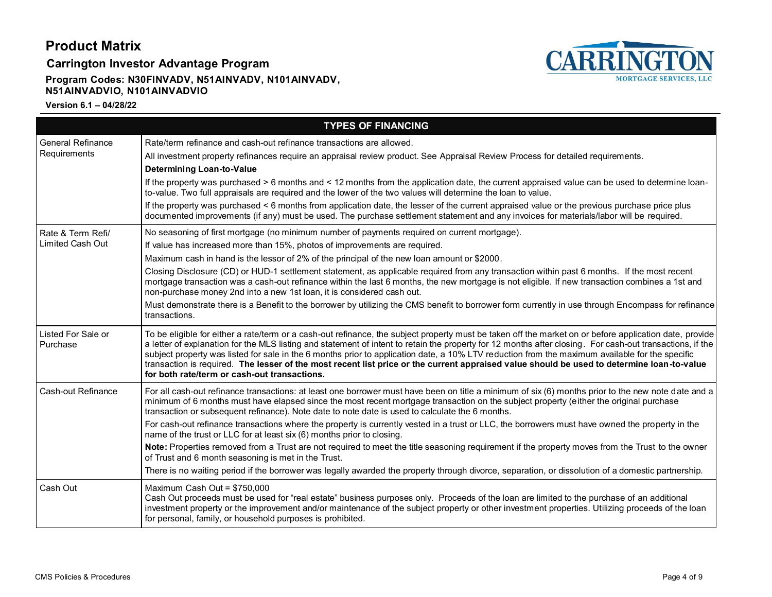# Product Matrix

## Carrington Investor Advantage Program

**Program Codes: N30FINVADV, N51AINVADV, N101AINVADV, N51AINVADVIO, N101AINVADVIO**

**Version 6.1 – 04/28/22**

| TYPES OF FINANCING | |
|---|---|
| General Refinance Requirements | Rate/term refinance and cash-out refinance transactions are allowed.<br>All investment property refinances require an appraisal review product. See Appraisal Review Process for detailed requirements.<br>**Determining Loan-to-Value**<br>If the property was purchased > 6 months and < 12 months from the application date, the current appraised value can be used to determine loan-to-value. Two full appraisals are required and the lower of the two values will determine the loan to value.<br>If the property was purchased < 6 months from application date, the lesser of the current appraised value or the previous purchase price plus documented improvements (if any) must be used. The purchase settlement statement and any invoices for materials/labor will be required. |
| Rate & Term Refi/ Limited Cash Out | No seasoning of first mortgage (no minimum number of payments required on current mortgage).<br>If value has increased more than 15%, photos of improvements are required.<br>Maximum cash in hand is the lessor of 2% of the principal of the new loan amount or $2000.<br>Closing Disclosure (CD) or HUD-1 settlement statement, as applicable required from any transaction within past 6 months. If the most recent mortgage transaction was a cash-out refinance within the last 6 months, the new mortgage is not eligible. If new transaction combines a 1st and non-purchase money 2nd into a new 1st loan, it is considered cash out.<br>Must demonstrate there is a Benefit to the borrower by utilizing the CMS benefit to borrower form currently in use through Encompass for refinance transactions. |
| Listed For Sale or Purchase | To be eligible for either a rate/term or a cash-out refinance, the subject property must be taken off the market on or before application date, provide a letter of explanation for the MLS listing and statement of intent to retain the property for 12 months after closing. For cash-out transactions, if the subject property was listed for sale in the 6 months prior to application date, a 10% LTV reduction from the maximum available for the specific transaction is required. **The lesser of the most recent list price or the current appraised value should be used to determine loan-to-value for both rate/term or cash-out transactions.** |
| Cash-out Refinance | For all cash-out refinance transactions: at least one borrower must have been on title a minimum of six (6) months prior to the new note date and a minimum of 6 months must have elapsed since the most recent mortgage transaction on the subject property (either the original purchase transaction or subsequent refinance). Note date to note date is used to calculate the 6 months.<br>For cash-out refinance transactions where the property is currently vested in a trust or LLC, the borrowers must have owned the property in the name of the trust or LLC for at least six (6) months prior to closing.<br>**Note:** Properties removed from a Trust are not required to meet the title seasoning requirement if the property moves from the Trust to the owner of Trust and 6 month seasoning is met in the Trust.<br>There is no waiting period if the borrower was legally awarded the property through divorce, separation, or dissolution of a domestic partnership. |
| Cash Out | Maximum Cash Out = $750,000<br>Cash Out proceeds must be used for "real estate" business purposes only. Proceeds of the loan are limited to the purchase of an additional investment property or the improvement and/or maintenance of the subject property or other investment properties. Utilizing proceeds of the loan for personal, family, or household purposes is prohibited. |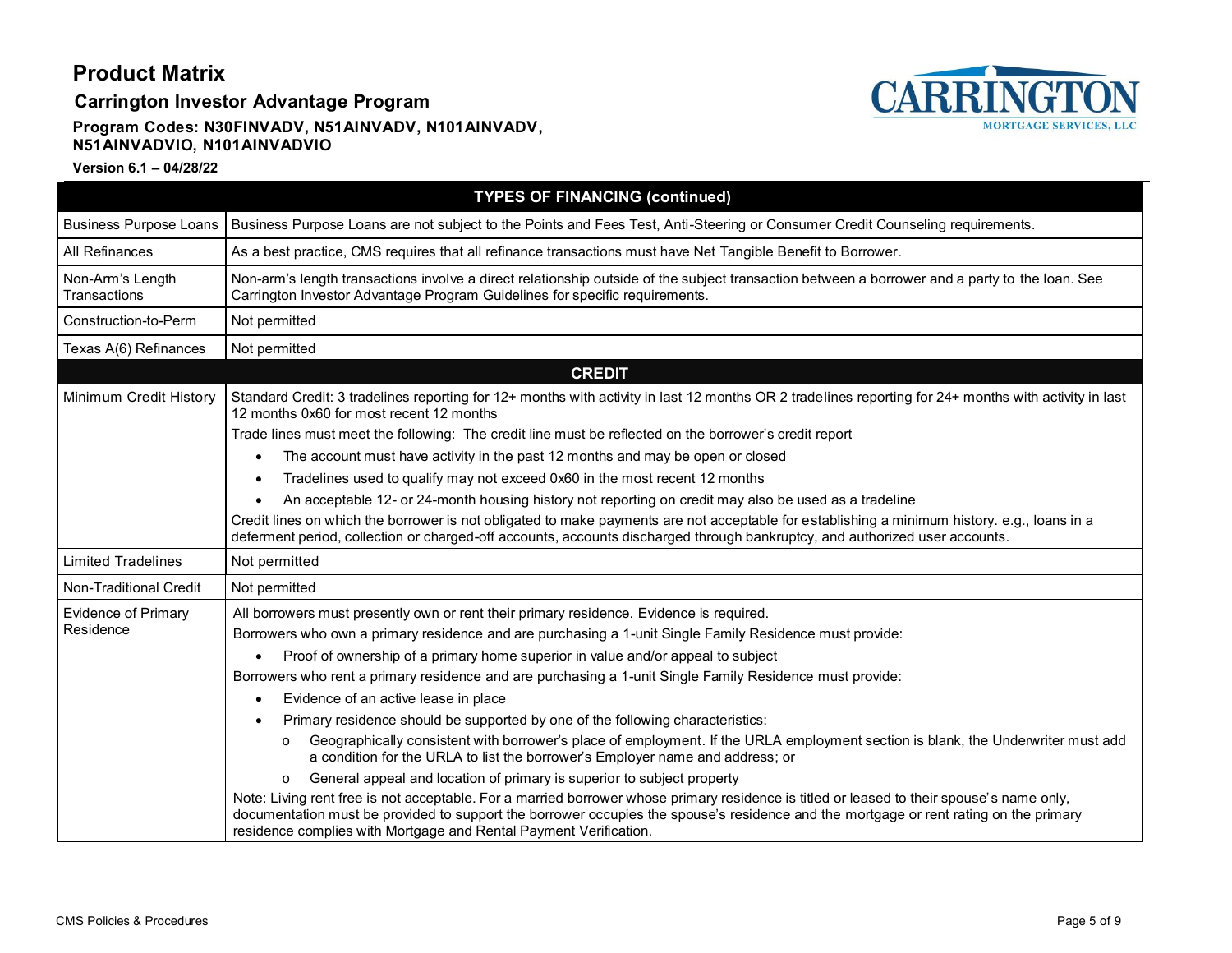# Product Matrix

## Carrington Investor Advantage Program

**Program Codes: N30FINVADV, N51AINVADV, N101AINVADV, N51AINVADVIO, N101AINVADVIO**

**Version 6.1 – 04/28/22**

| TYPES OF FINANCING (continued) | |
|---|---|
| Business Purpose Loans | Business Purpose Loans are not subject to the Points and Fees Test, Anti-Steering or Consumer Credit Counseling requirements. |
| All Refinances | As a best practice, CMS requires that all refinance transactions must have Net Tangible Benefit to Borrower. |
| Non-Arm's Length Transactions | Non-arm's length transactions involve a direct relationship outside of the subject transaction between a borrower and a party to the loan. See Carrington Investor Advantage Program Guidelines for specific requirements. |
| Construction-to-Perm | Not permitted |
| Texas A(6) Refinances | Not permitted |
| **CREDIT** | |
| Minimum Credit History | Standard Credit: 3 tradelines reporting for 12+ months with activity in last 12 months OR 2 tradelines reporting for 24+ months with activity in last 12 months 0x60 for most recent 12 months<br>Trade lines must meet the following: The credit line must be reflected on the borrower's credit report<br>• The account must have activity in the past 12 months and may be open or closed<br>• Tradelines used to qualify may not exceed 0x60 in the most recent 12 months<br>• An acceptable 12- or 24-month housing history not reporting on credit may also be used as a tradeline<br>Credit lines on which the borrower is not obligated to make payments are not acceptable for establishing a minimum history. e.g., loans in a deferment period, collection or charged-off accounts, accounts discharged through bankruptcy, and authorized user accounts. |
| Limited Tradelines | Not permitted |
| Non-Traditional Credit | Not permitted |
| Evidence of Primary Residence | All borrowers must presently own or rent their primary residence. Evidence is required.<br>Borrowers who own a primary residence and are purchasing a 1-unit Single Family Residence must provide:<br>• Proof of ownership of a primary home superior in value and/or appeal to subject<br>Borrowers who rent a primary residence and are purchasing a 1-unit Single Family Residence must provide:<br>• Evidence of an active lease in place<br>• Primary residence should be supported by one of the following characteristics:<br>  o Geographically consistent with borrower's place of employment. If the URLA employment section is blank, the Underwriter must add a condition for the URLA to list the borrower's Employer name and address; or<br>  o General appeal and location of primary is superior to subject property<br>Note: Living rent free is not acceptable. For a married borrower whose primary residence is titled or leased to their spouse's name only, documentation must be provided to support the borrower occupies the spouse's residence and the mortgage or rent rating on the primary residence complies with Mortgage and Rental Payment Verification. |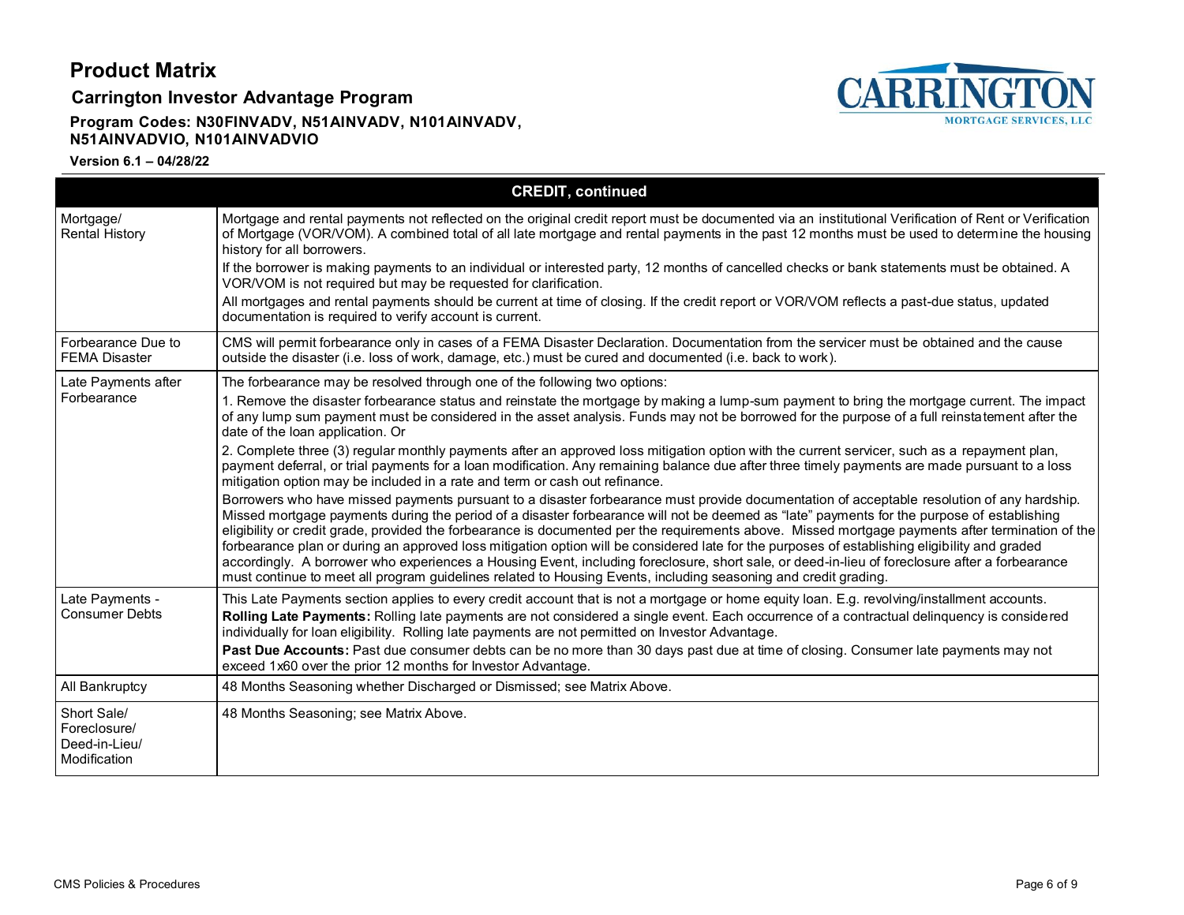# Product Matrix

## Carrington Investor Advantage Program

**Program Codes: N30FINVADV, N51AINVADV, N101AINVADV, N51AINVADVIO, N101AINVADVIO**

**Version 6.1 – 04/28/22**

| CREDIT, continued | |
|---|---|
| Mortgage/ Rental History | Mortgage and rental payments not reflected on the original credit report must be documented via an institutional Verification of Rent or Verification of Mortgage (VOR/VOM). A combined total of all late mortgage and rental payments in the past 12 months must be used to determine the housing history for all borrowers.<br>If the borrower is making payments to an individual or interested party, 12 months of cancelled checks or bank statements must be obtained. A VOR/VOM is not required but may be requested for clarification.<br>All mortgages and rental payments should be current at time of closing. If the credit report or VOR/VOM reflects a past-due status, updated documentation is required to verify account is current. |
| Forbearance Due to FEMA Disaster | CMS will permit forbearance only in cases of a FEMA Disaster Declaration. Documentation from the servicer must be obtained and the cause outside the disaster (i.e. loss of work, damage, etc.) must be cured and documented (i.e. back to work). |
| Late Payments after Forbearance | The forbearance may be resolved through one of the following two options:<br>1. Remove the disaster forbearance status and reinstate the mortgage by making a lump-sum payment to bring the mortgage current. The impact of any lump sum payment must be considered in the asset analysis. Funds may not be borrowed for the purpose of a full reinstatement after the date of the loan application. Or<br>2. Complete three (3) regular monthly payments after an approved loss mitigation option with the current servicer, such as a repayment plan, payment deferral, or trial payments for a loan modification. Any remaining balance due after three timely payments are made pursuant to a loss mitigation option may be included in a rate and term or cash out refinance.<br>Borrowers who have missed payments pursuant to a disaster forbearance must provide documentation of acceptable resolution of any hardship. Missed mortgage payments during the period of a disaster forbearance will not be deemed as "late" payments for the purpose of establishing eligibility or credit grade, provided the forbearance is documented per the requirements above. Missed mortgage payments after termination of the forbearance plan or during an approved loss mitigation option will be considered late for the purposes of establishing eligibility and graded accordingly. A borrower who experiences a Housing Event, including foreclosure, short sale, or deed-in-lieu of foreclosure after a forbearance must continue to meet all program guidelines related to Housing Events, including seasoning and credit grading. |
| Late Payments - Consumer Debts | This Late Payments section applies to every credit account that is not a mortgage or home equity loan. E.g. revolving/installment accounts.<br>**Rolling Late Payments:** Rolling late payments are not considered a single event. Each occurrence of a contractual delinquency is considered individually for loan eligibility. Rolling late payments are not permitted on Investor Advantage.<br>**Past Due Accounts:** Past due consumer debts can be no more than 30 days past due at time of closing. Consumer late payments may not exceed 1x60 over the prior 12 months for Investor Advantage. |
| All Bankruptcy | 48 Months Seasoning whether Discharged or Dismissed; see Matrix Above. |
| Short Sale/ Foreclosure/ Deed-in-Lieu/ Modification | 48 Months Seasoning; see Matrix Above. |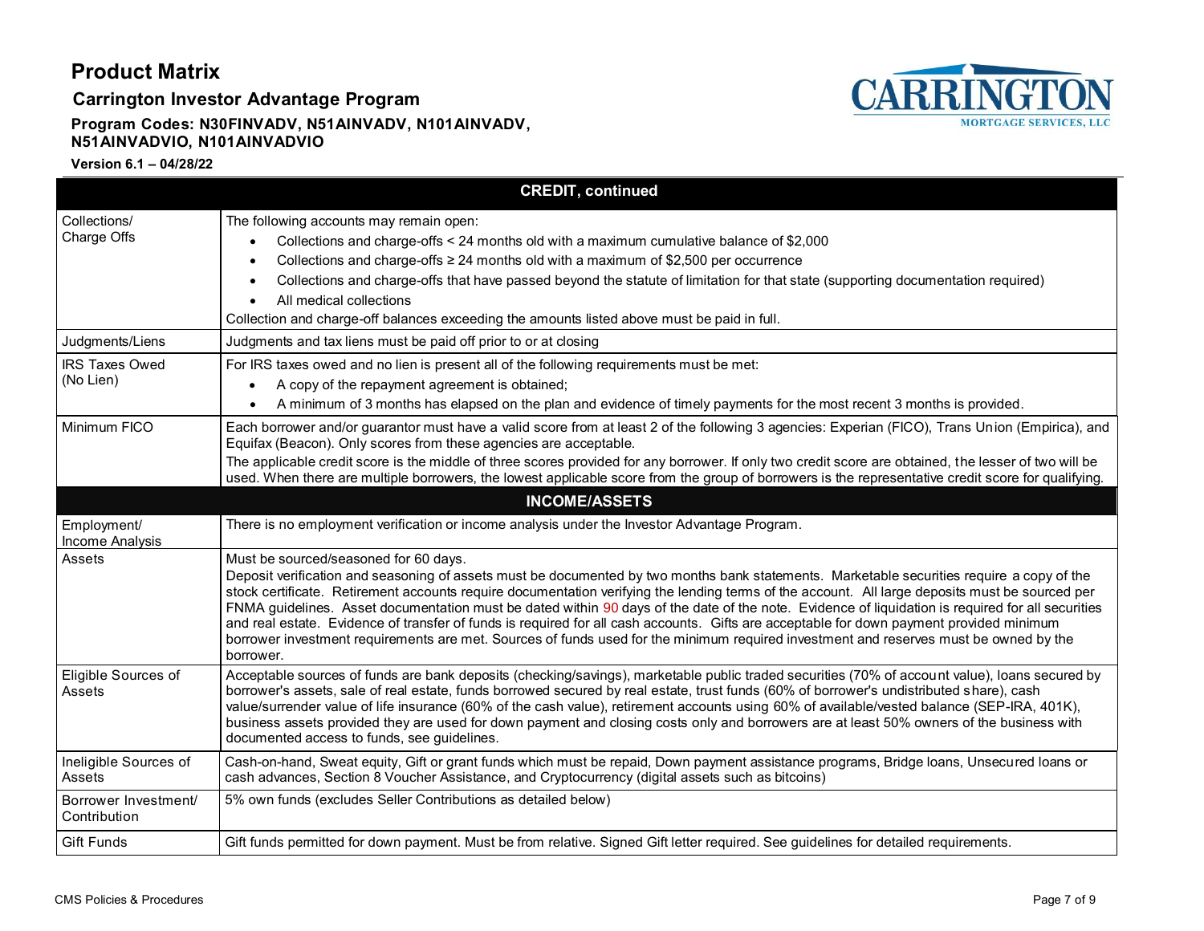# Product Matrix

## Carrington Investor Advantage Program

**Program Codes: N30FINVADV, N51AINVADV, N101AINVADV, N51AINVADVIO, N101AINVADVIO**

**Version 6.1 – 04/28/22**

| **CREDIT, continued** | |
|---|---|
| Collections/ Charge Offs | The following accounts may remain open:<br>• Collections and charge-offs < 24 months old with a maximum cumulative balance of $2,000<br>• Collections and charge-offs ≥ 24 months old with a maximum of $2,500 per occurrence<br>• Collections and charge-offs that have passed beyond the statute of limitation for that state (supporting documentation required)<br>• All medical collections<br>Collection and charge-off balances exceeding the amounts listed above must be paid in full. |
| Judgments/Liens | Judgments and tax liens must be paid off prior to or at closing |
| IRS Taxes Owed (No Lien) | For IRS taxes owed and no lien is present all of the following requirements must be met:<br>• A copy of the repayment agreement is obtained;<br>• A minimum of 3 months has elapsed on the plan and evidence of timely payments for the most recent 3 months is provided. |
| Minimum FICO | Each borrower and/or guarantor must have a valid score from at least 2 of the following 3 agencies: Experian (FICO), Trans Union (Empirica), and Equifax (Beacon). Only scores from these agencies are acceptable.<br>The applicable credit score is the middle of three scores provided for any borrower. If only two credit score are obtained, the lesser of two will be used. When there are multiple borrowers, the lowest applicable score from the group of borrowers is the representative credit score for qualifying. |
| **INCOME/ASSETS** | |
| Employment/ Income Analysis | There is no employment verification or income analysis under the Investor Advantage Program. |
| Assets | Must be sourced/seasoned for 60 days.<br>Deposit verification and seasoning of assets must be documented by two months bank statements. Marketable securities require a copy of the stock certificate. Retirement accounts require documentation verifying the lending terms of the account. All large deposits must be sourced per FNMA guidelines. Asset documentation must be dated within 90 days of the date of the note. Evidence of liquidation is required for all securities and real estate. Evidence of transfer of funds is required for all cash accounts. Gifts are acceptable for down payment provided minimum borrower investment requirements are met. Sources of funds used for the minimum required investment and reserves must be owned by the borrower. |
| Eligible Sources of Assets | Acceptable sources of funds are bank deposits (checking/savings), marketable public traded securities (70% of account value), loans secured by borrower's assets, sale of real estate, funds borrowed secured by real estate, trust funds (60% of borrower's undistributed share), cash value/surrender value of life insurance (60% of the cash value), retirement accounts using 60% of available/vested balance (SEP-IRA, 401K), business assets provided they are used for down payment and closing costs only and borrowers are at least 50% owners of the business with documented access to funds, see guidelines. |
| Ineligible Sources of Assets | Cash-on-hand, Sweat equity, Gift or grant funds which must be repaid, Down payment assistance programs, Bridge loans, Unsecured loans or cash advances, Section 8 Voucher Assistance, and Cryptocurrency (digital assets such as bitcoins) |
| Borrower Investment/ Contribution | 5% own funds (excludes Seller Contributions as detailed below) |
| Gift Funds | Gift funds permitted for down payment. Must be from relative. Signed Gift letter required. See guidelines for detailed requirements. |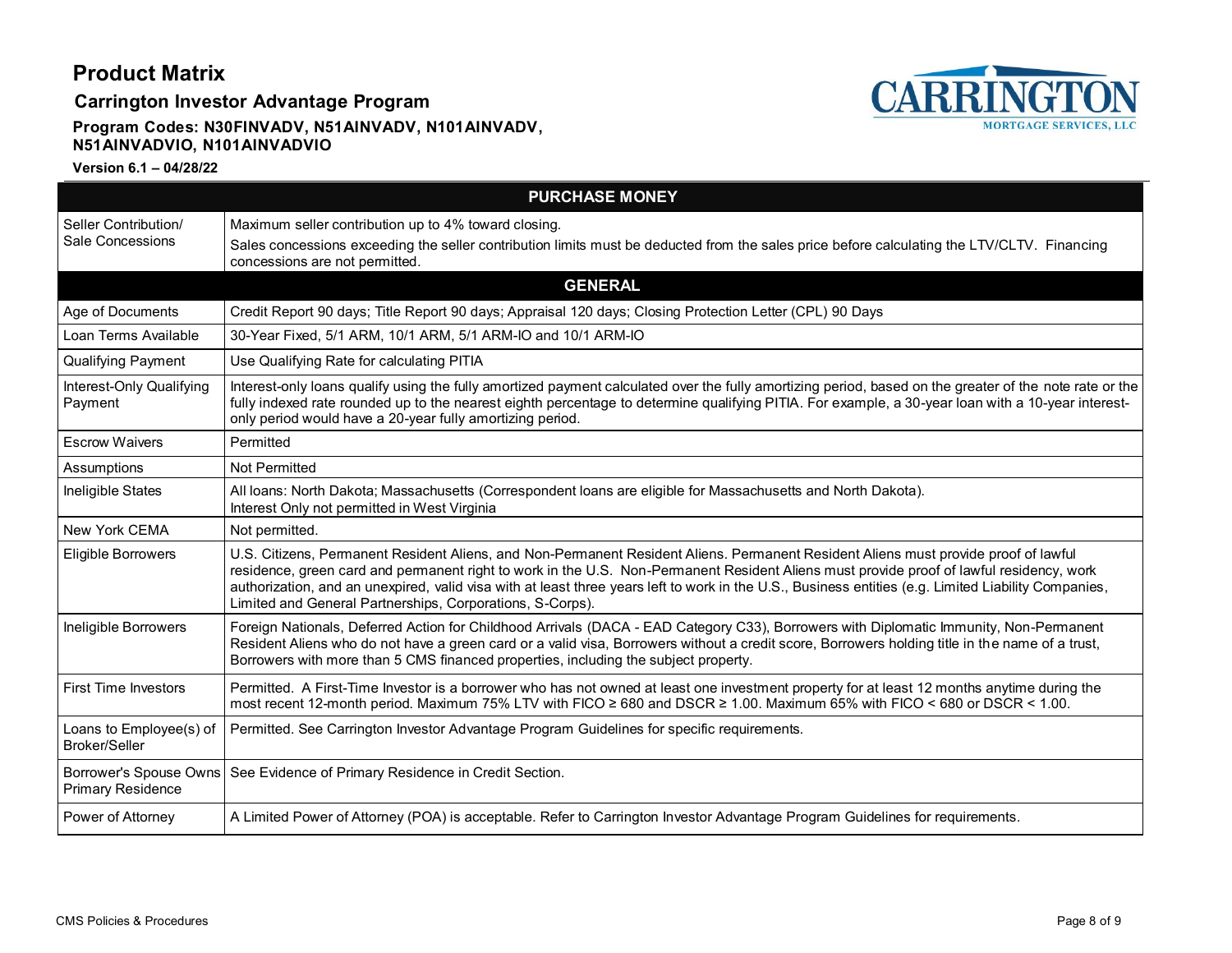# Product Matrix

## Carrington Investor Advantage Program

**Program Codes: N30FINVADV, N51AINVADV, N101AINVADV, N51AINVADVIO, N101AINVADVIO**

**Version 6.1 – 04/28/22**

| PURCHASE MONEY | |
|---|---|
| Seller Contribution/ Sale Concessions | Maximum seller contribution up to 4% toward closing.<br>Sales concessions exceeding the seller contribution limits must be deducted from the sales price before calculating the LTV/CLTV. Financing concessions are not permitted. |
| **GENERAL** | |
| Age of Documents | Credit Report 90 days; Title Report 90 days; Appraisal 120 days; Closing Protection Letter (CPL) 90 Days |
| Loan Terms Available | 30-Year Fixed, 5/1 ARM, 10/1 ARM, 5/1 ARM-IO and 10/1 ARM-IO |
| Qualifying Payment | Use Qualifying Rate for calculating PITIA |
| Interest-Only Qualifying Payment | Interest-only loans qualify using the fully amortized payment calculated over the fully amortizing period, based on the greater of the note rate or the fully indexed rate rounded up to the nearest eighth percentage to determine qualifying PITIA. For example, a 30-year loan with a 10-year interest-only period would have a 20-year fully amortizing period. |
| Escrow Waivers | Permitted |
| Assumptions | Not Permitted |
| Ineligible States | All loans: North Dakota; Massachusetts (Correspondent loans are eligible for Massachusetts and North Dakota).<br>Interest Only not permitted in West Virginia |
| New York CEMA | Not permitted. |
| Eligible Borrowers | U.S. Citizens, Permanent Resident Aliens, and Non-Permanent Resident Aliens. Permanent Resident Aliens must provide proof of lawful residence, green card and permanent right to work in the U.S. Non-Permanent Resident Aliens must provide proof of lawful residency, work authorization, and an unexpired, valid visa with at least three years left to work in the U.S., Business entities (e.g. Limited Liability Companies, Limited and General Partnerships, Corporations, S-Corps). |
| Ineligible Borrowers | Foreign Nationals, Deferred Action for Childhood Arrivals (DACA - EAD Category C33), Borrowers with Diplomatic Immunity, Non-Permanent Resident Aliens who do not have a green card or a valid visa, Borrowers without a credit score, Borrowers holding title in the name of a trust, Borrowers with more than 5 CMS financed properties, including the subject property. |
| First Time Investors | Permitted. A First-Time Investor is a borrower who has not owned at least one investment property for at least 12 months anytime during the most recent 12-month period. Maximum 75% LTV with FICO ≥ 680 and DSCR ≥ 1.00. Maximum 65% with FICO < 680 or DSCR < 1.00. |
| Loans to Employee(s) of Broker/Seller | Permitted. See Carrington Investor Advantage Program Guidelines for specific requirements. |
| Borrower's Spouse Owns Primary Residence | See Evidence of Primary Residence in Credit Section. |
| Power of Attorney | A Limited Power of Attorney (POA) is acceptable. Refer to Carrington Investor Advantage Program Guidelines for requirements. |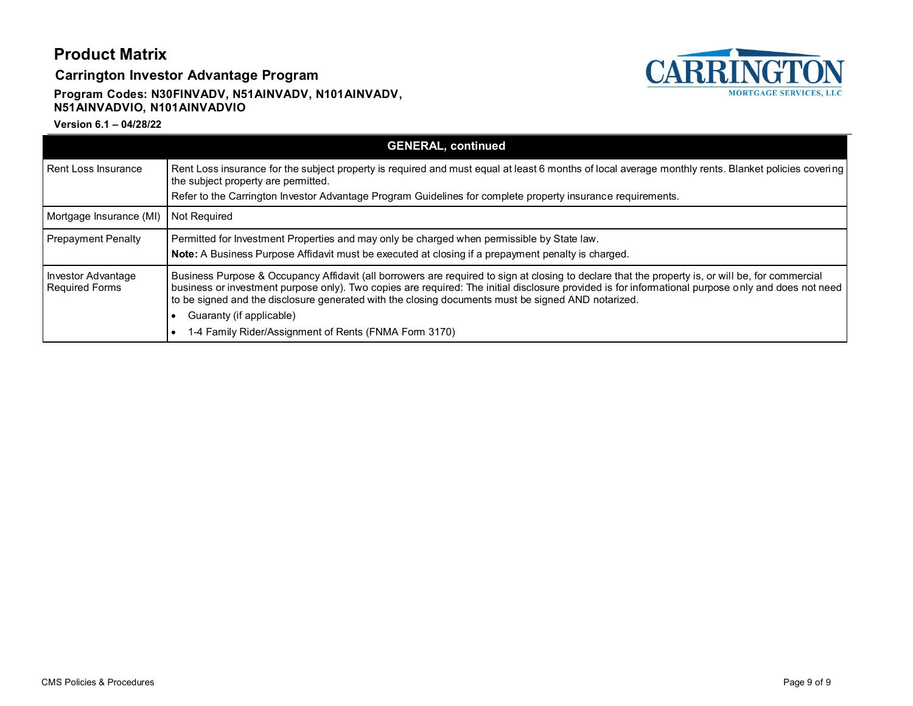# Product Matrix

## Carrington Investor Advantage Program

**Program Codes: N30FINVADV, N51AINVADV, N101AINVADV, N51AINVADVIO, N101AINVADVIO**

**Version 6.1 – 04/28/22**

| GENERAL, continued | |
|---|---|
| Rent Loss Insurance | Rent Loss insurance for the subject property is required and must equal at least 6 months of local average monthly rents. Blanket policies covering the subject property are permitted.<br>Refer to the Carrington Investor Advantage Program Guidelines for complete property insurance requirements. |
| Mortgage Insurance (MI) | Not Required |
| Prepayment Penalty | Permitted for Investment Properties and may only be charged when permissible by State law.<br>**Note:** A Business Purpose Affidavit must be executed at closing if a prepayment penalty is charged. |
| Investor Advantage Required Forms | Business Purpose & Occupancy Affidavit (all borrowers are required to sign at closing to declare that the property is, or will be, for commercial business or investment purpose only). Two copies are required: The initial disclosure provided is for informational purpose only and does not need to be signed and the disclosure generated with the closing documents must be signed AND notarized.<br>• Guaranty (if applicable)<br>• 1-4 Family Rider/Assignment of Rents (FNMA Form 3170) |